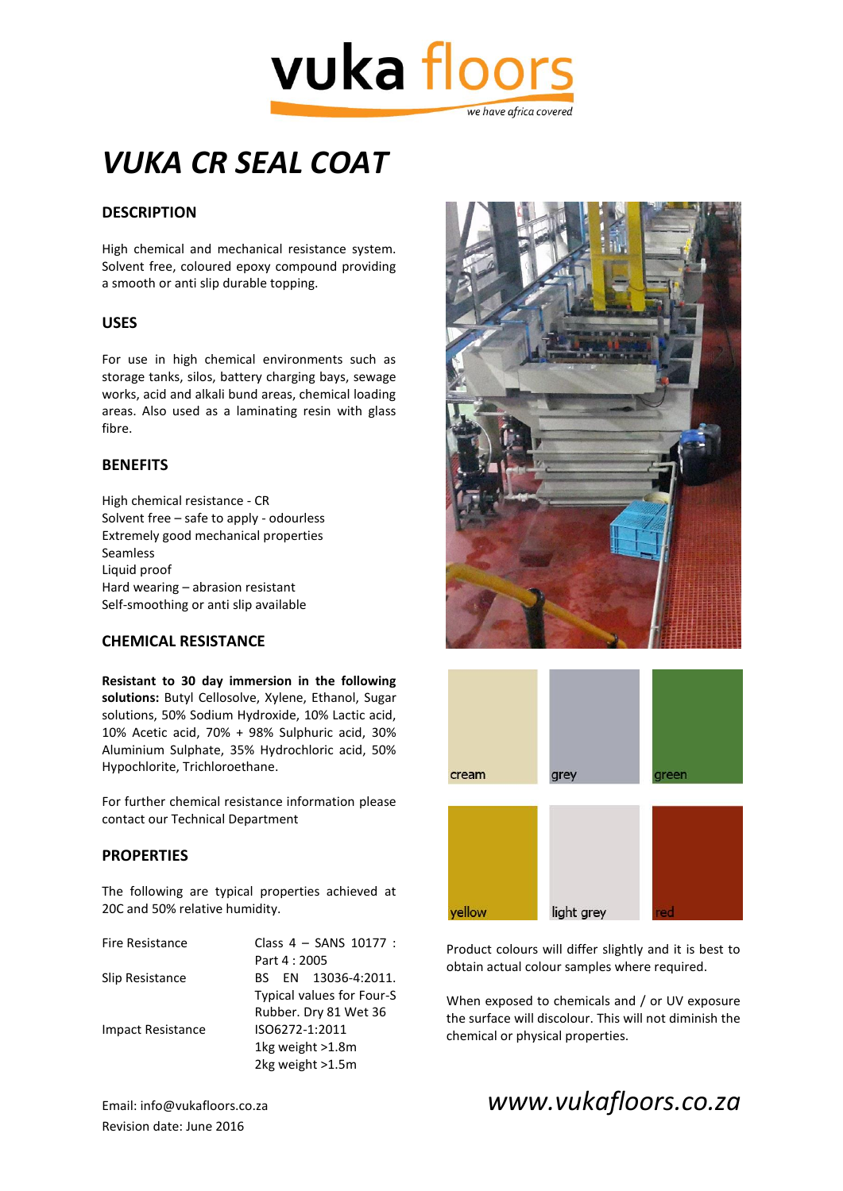vuka floors

we have africa covered

# VUKA CR SEAL COAT

## DESCRIPTION

High chemical and mechanical resistance system. Solvent free, coloured epoxy compound providing a smooth or anti slip durable topping.

## USES

For use in high chemical environments such as storage tanks, silos, battery charging bays, sewage works, acid and alkali bund areas, chemical loading areas. Also used as a laminating resin with glass fibre.

## BENEFITS

High chemical resistance - CR
Solvent free – safe to apply - odourless
Extremely good mechanical properties
Seamless
Liquid proof
Hard wearing – abrasion resistant
Self-smoothing or anti slip available

## CHEMICAL RESISTANCE

**Resistant to 30 day immersion in the following solutions:** Butyl Cellosolve, Xylene, Ethanol, Sugar solutions, 50% Sodium Hydroxide, 10% Lactic acid, 10% Acetic acid, 70% + 98% Sulphuric acid, 30% Aluminium Sulphate, 35% Hydrochloric acid, 50% Hypochlorite, Trichloroethane.

For further chemical resistance information please contact our Technical Department

## PROPERTIES

The following are typical properties achieved at 20C and 50% relative humidity.

| | |
|---|---|
| Fire Resistance | Class 4 – SANS 10177 : Part 4 : 2005 |
| Slip Resistance | BS EN 13036-4:2011. Typical values for Four-S Rubber. Dry 81 Wet 36 |
| Impact Resistance | ISO6272-1:2011<br>1kg weight >1.8m<br>2kg weight >1.5m |

cream | grey | green

yellow | light grey | red

Product colours will differ slightly and it is best to obtain actual colour samples where required.

When exposed to chemicals and / or UV exposure the surface will discolour. This will not diminish the chemical or physical properties.

Email: info@vukafloors.co.za
Revision date: June 2016

*www.vukafloors.co.za*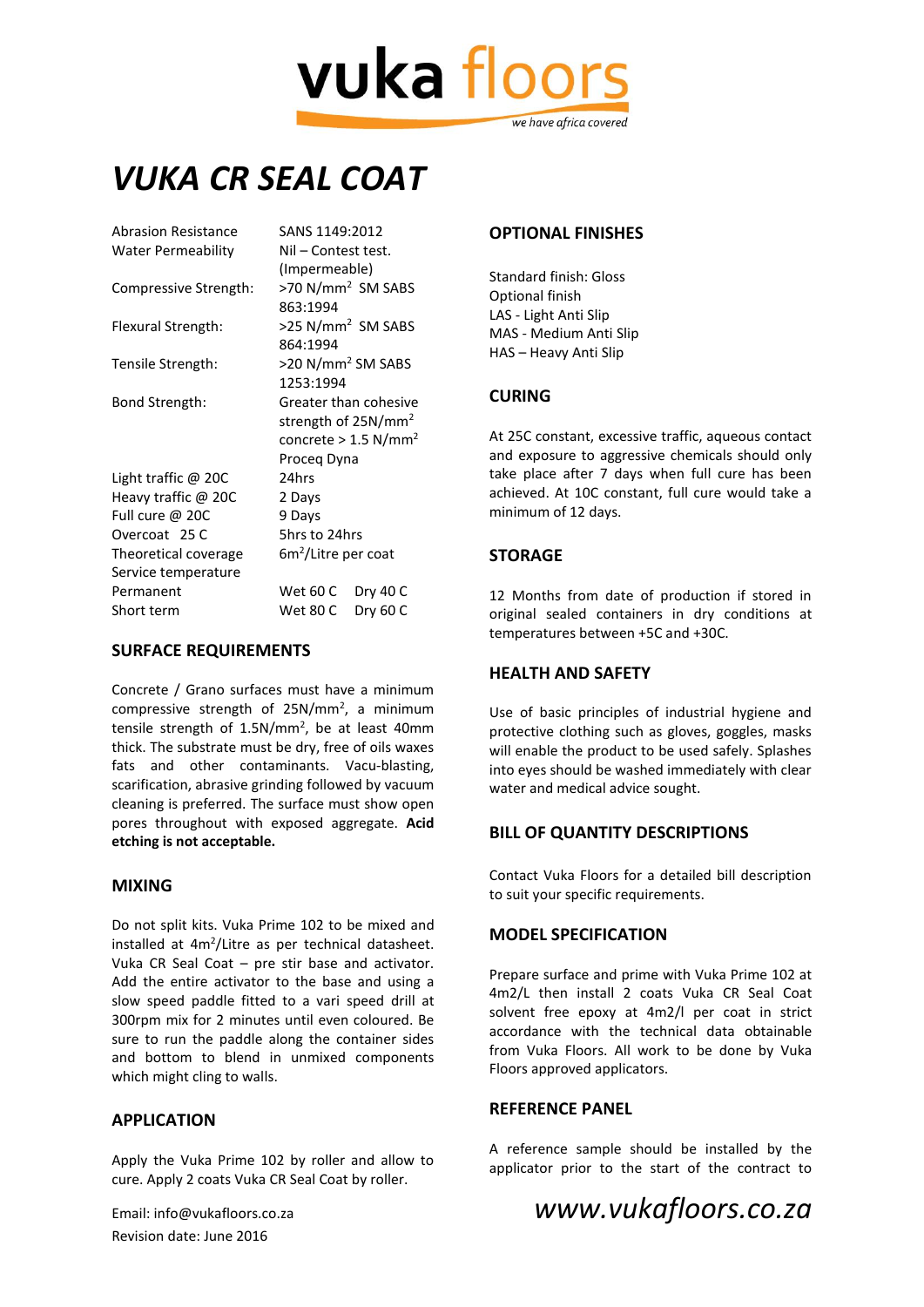# VUKA CR SEAL COAT

| | | |
|---|---|---|
| Abrasion Resistance | SANS 1149:2012 | |
| Water Permeability | Nil – Contest test. (Impermeable) | |
| Compressive Strength: | >70 N/mm$^2$ SM SABS 863:1994 | |
| Flexural Strength: | >25 N/mm$^2$ SM SABS 864:1994 | |
| Tensile Strength: | >20 N/mm$^2$ SM SABS 1253:1994 | |
| Bond Strength: | Greater than cohesive strength of 25N/mm$^2$ concrete > 1.5 N/mm$^2$ Proceq Dyna | |
| Light traffic @ 20C | 24hrs | |
| Heavy traffic @ 20C | 2 Days | |
| Full cure @ 20C | 9 Days | |
| Overcoat 25 C | 5hrs to 24hrs | |
| Theoretical coverage | 6m$^2$/Litre per coat | |
| Service temperature | | |
| Permanent | Wet 60 C | Dry 40 C |
| Short term | Wet 80 C | Dry 60 C |

## SURFACE REQUIREMENTS

Concrete / Grano surfaces must have a minimum compressive strength of 25N/mm$^2$, a minimum tensile strength of 1.5N/mm$^2$, be at least 40mm thick. The substrate must be dry, free of oils waxes fats and other contaminants. Vacu-blasting, scarification, abrasive grinding followed by vacuum cleaning is preferred. The surface must show open pores throughout with exposed aggregate. **Acid etching is not acceptable.**

## MIXING

Do not split kits. Vuka Prime 102 to be mixed and installed at 4m$^2$/Litre as per technical datasheet. Vuka CR Seal Coat – pre stir base and activator. Add the entire activator to the base and using a slow speed paddle fitted to a vari speed drill at 300rpm mix for 2 minutes until even coloured. Be sure to run the paddle along the container sides and bottom to blend in unmixed components which might cling to walls.

## APPLICATION

Apply the Vuka Prime 102 by roller and allow to cure. Apply 2 coats Vuka CR Seal Coat by roller.

## OPTIONAL FINISHES

Standard finish: Gloss
Optional finish
LAS - Light Anti Slip
MAS - Medium Anti Slip
HAS – Heavy Anti Slip

## CURING

At 25C constant, excessive traffic, aqueous contact and exposure to aggressive chemicals should only take place after 7 days when full cure has been achieved. At 10C constant, full cure would take a minimum of 12 days.

## STORAGE

12 Months from date of production if stored in original sealed containers in dry conditions at temperatures between +5C and +30C.

## HEALTH AND SAFETY

Use of basic principles of industrial hygiene and protective clothing such as gloves, goggles, masks will enable the product to be used safely. Splashes into eyes should be washed immediately with clear water and medical advice sought.

## BILL OF QUANTITY DESCRIPTIONS

Contact Vuka Floors for a detailed bill description to suit your specific requirements.

## MODEL SPECIFICATION

Prepare surface and prime with Vuka Prime 102 at 4m2/L then install 2 coats Vuka CR Seal Coat solvent free epoxy at 4m2/l per coat in strict accordance with the technical data obtainable from Vuka Floors. All work to be done by Vuka Floors approved applicators.

## REFERENCE PANEL

A reference sample should be installed by the applicator prior to the start of the contract to

Email: info@vukafloors.co.za
Revision date: June 2016

*www.vukafloors.co.za*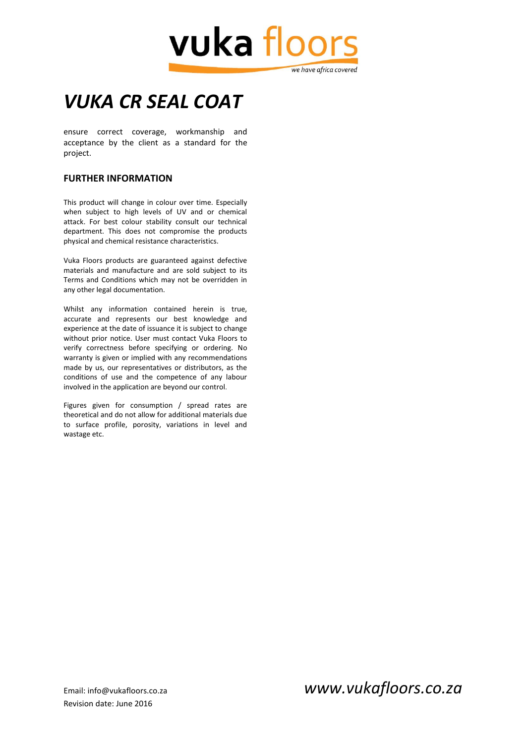# VUKA CR SEAL COAT

ensure correct coverage, workmanship and acceptance by the client as a standard for the project.

## FURTHER INFORMATION

This product will change in colour over time. Especially when subject to high levels of UV and or chemical attack. For best colour stability consult our technical department. This does not compromise the products physical and chemical resistance characteristics.

Vuka Floors products are guaranteed against defective materials and manufacture and are sold subject to its Terms and Conditions which may not be overridden in any other legal documentation.

Whilst any information contained herein is true, accurate and represents our best knowledge and experience at the date of issuance it is subject to change without prior notice. User must contact Vuka Floors to verify correctness before specifying or ordering. No warranty is given or implied with any recommendations made by us, our representatives or distributors, as the conditions of use and the competence of any labour involved in the application are beyond our control.

Figures given for consumption / spread rates are theoretical and do not allow for additional materials due to surface profile, porosity, variations in level and wastage etc.

Email: info@vukafloors.co.za
Revision date: June 2016

*www.vukafloors.co.za*